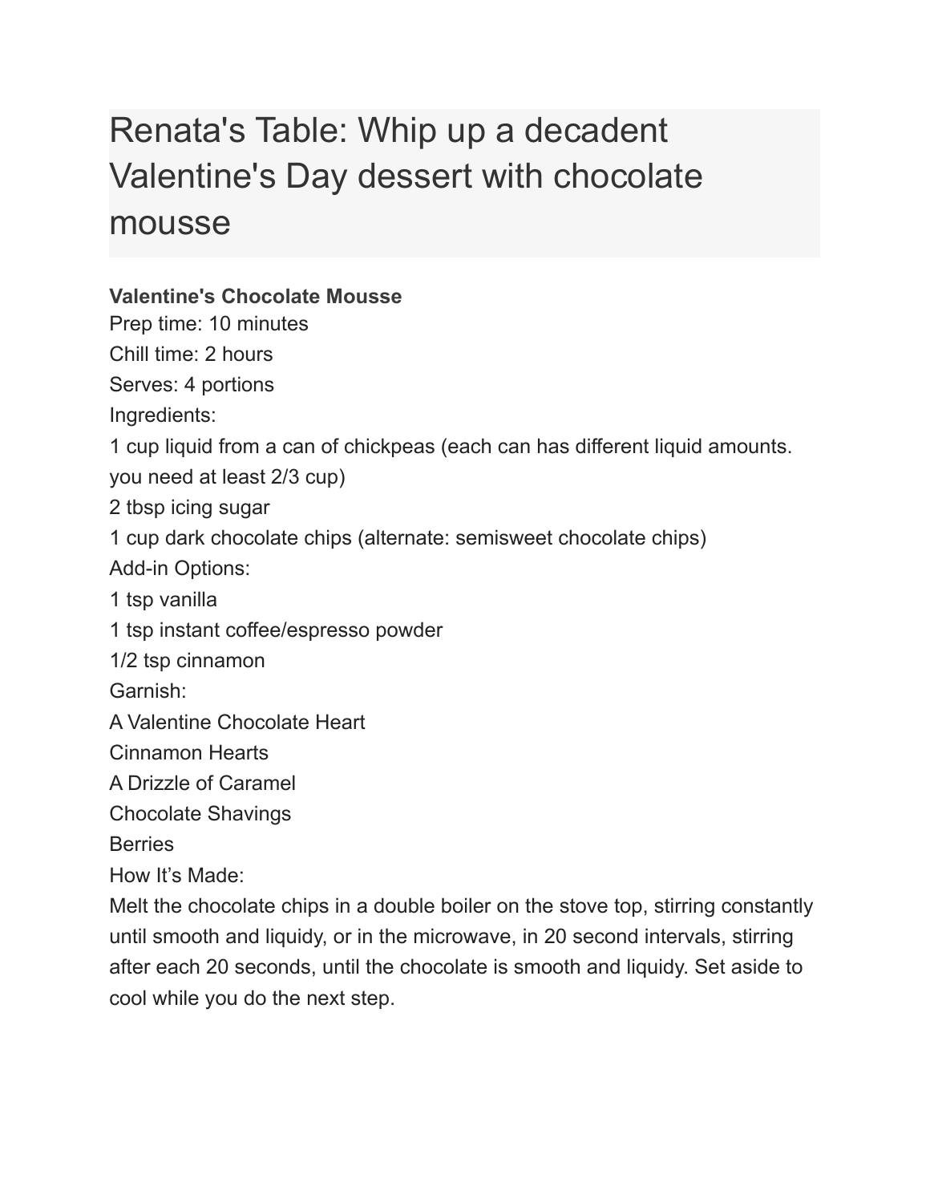# Renata's Table: Whip up a decadent Valentine's Day dessert with chocolate mousse

**Valentine's Chocolate Mousse**

Prep time: 10 minutes
Chill time: 2 hours
Serves: 4 portions

Ingredients:

1 cup liquid from a can of chickpeas (each can has different liquid amounts. you need at least 2/3 cup)
2 tbsp icing sugar
1 cup dark chocolate chips (alternate: semisweet chocolate chips)

Add-in Options:

1 tsp vanilla
1 tsp instant coffee/espresso powder
1/2 tsp cinnamon

Garnish:

A Valentine Chocolate Heart
Cinnamon Hearts
A Drizzle of Caramel
Chocolate Shavings
Berries

How It's Made:

Melt the chocolate chips in a double boiler on the stove top, stirring constantly until smooth and liquidy, or in the microwave, in 20 second intervals, stirring after each 20 seconds, until the chocolate is smooth and liquidy. Set aside to cool while you do the next step.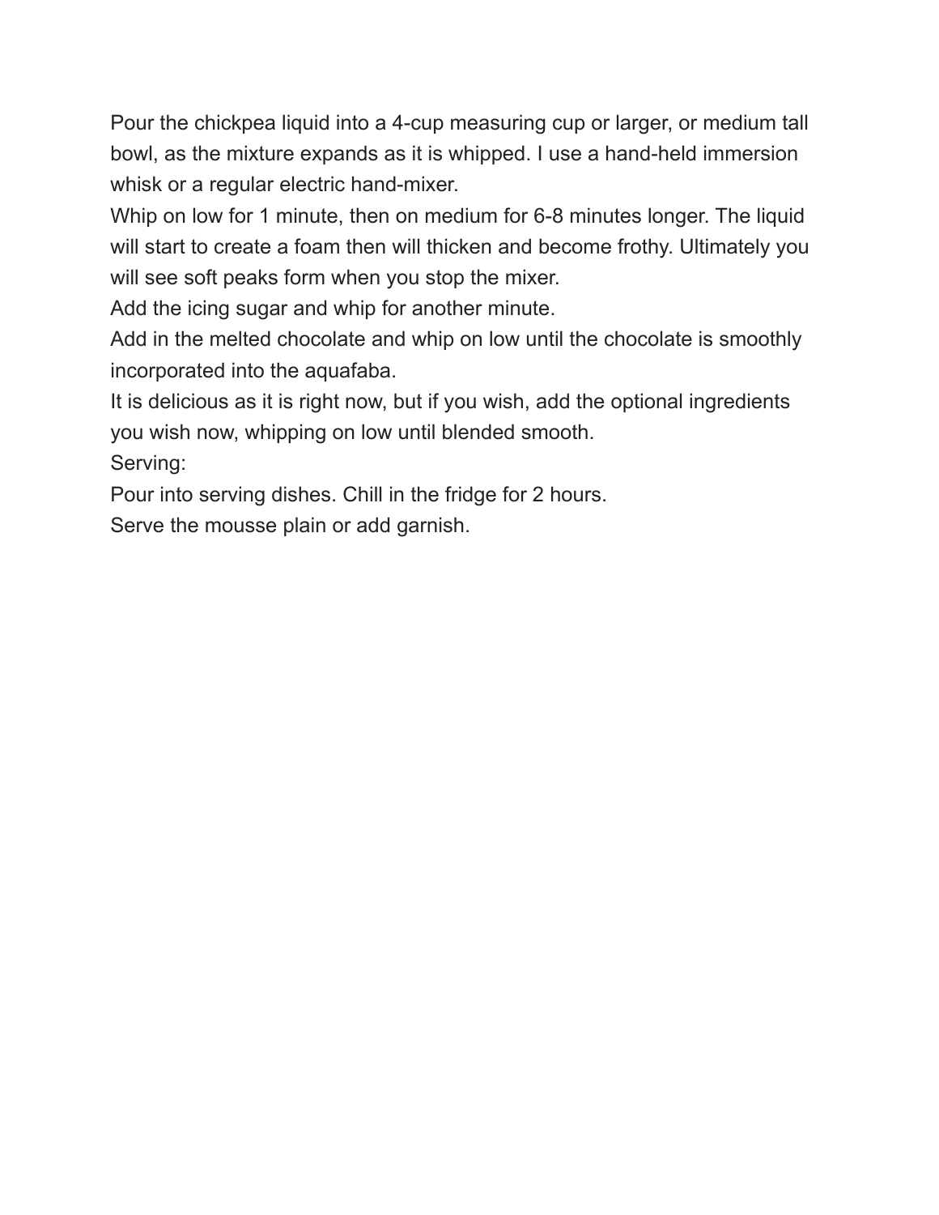Pour the chickpea liquid into a 4-cup measuring cup or larger, or medium tall bowl, as the mixture expands as it is whipped. I use a hand-held immersion whisk or a regular electric hand-mixer.

Whip on low for 1 minute, then on medium for 6-8 minutes longer. The liquid will start to create a foam then will thicken and become frothy. Ultimately you will see soft peaks form when you stop the mixer.

Add the icing sugar and whip for another minute.

Add in the melted chocolate and whip on low until the chocolate is smoothly incorporated into the aquafaba.

It is delicious as it is right now, but if you wish, add the optional ingredients you wish now, whipping on low until blended smooth.

Serving:

Pour into serving dishes. Chill in the fridge for 2 hours.

Serve the mousse plain or add garnish.